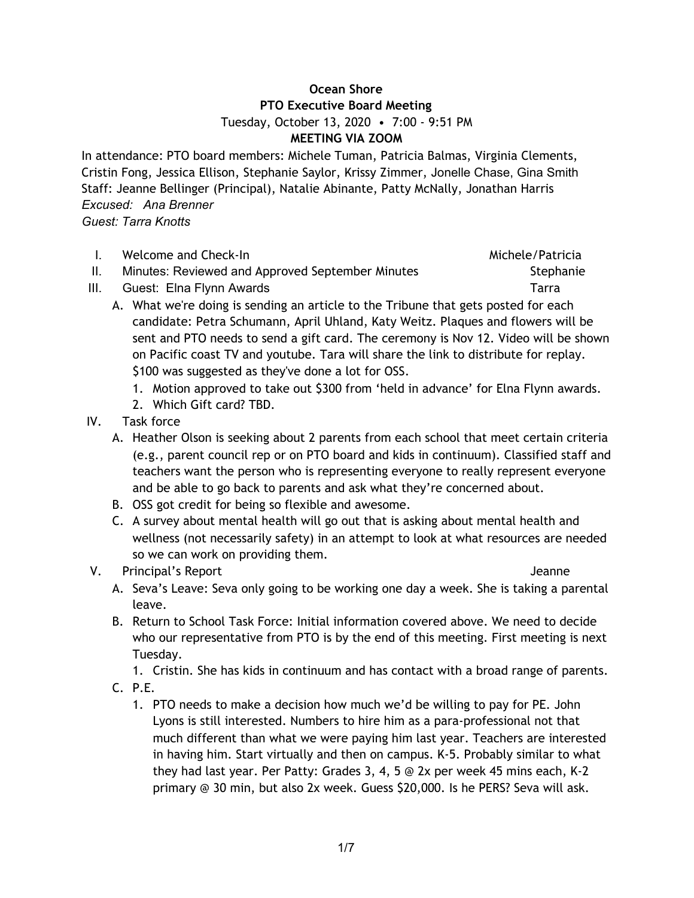**Ocean Shore**
**PTO Executive Board Meeting**
Tuesday, October 13, 2020 • 7:00 - 9:51 PM
**MEETING VIA ZOOM**

In attendance: PTO board members: Michele Tuman, Patricia Balmas, Virginia Clements, Cristin Fong, Jessica Ellison, Stephanie Saylor, Krissy Zimmer, Jonelle Chase, Gina Smith
Staff: Jeanne Bellinger (Principal), Natalie Abinante, Patty McNally, Jonathan Harris
*Excused: Ana Brenner*
*Guest: Tarra Knotts*

I. Welcome and Check-In — Michele/Patricia

II. Minutes: Reviewed and Approved September Minutes — Stephanie

III. Guest: Elna Flynn Awards — Tarra

   A. What we're doing is sending an article to the Tribune that gets posted for each candidate: Petra Schumann, April Uhland, Katy Weitz. Plaques and flowers will be sent and PTO needs to send a gift card. The ceremony is Nov 12. Video will be shown on Pacific coast TV and youtube. Tara will share the link to distribute for replay. $100 was suggested as they've done a lot for OSS.
      1. Motion approved to take out $300 from 'held in advance' for Elna Flynn awards.
      2. Which Gift card? TBD.

IV. Task force

   A. Heather Olson is seeking about 2 parents from each school that meet certain criteria (e.g., parent council rep or on PTO board and kids in continuum). Classified staff and teachers want the person who is representing everyone to really represent everyone and be able to go back to parents and ask what they're concerned about.
   B. OSS got credit for being so flexible and awesome.
   C. A survey about mental health will go out that is asking about mental health and wellness (not necessarily safety) in an attempt to look at what resources are needed so we can work on providing them.

V. Principal's Report — Jeanne

   A. Seva's Leave: Seva only going to be working one day a week. She is taking a parental leave.
   B. Return to School Task Force: Initial information covered above. We need to decide who our representative from PTO is by the end of this meeting. First meeting is next Tuesday.
      1. Cristin. She has kids in continuum and has contact with a broad range of parents.
   C. P.E.
      1. PTO needs to make a decision how much we'd be willing to pay for PE. John Lyons is still interested. Numbers to hire him as a para-professional not that much different than what we were paying him last year. Teachers are interested in having him. Start virtually and then on campus. K-5. Probably similar to what they had last year. Per Patty: Grades 3, 4, 5 @ 2x per week 45 mins each, K-2 primary @ 30 min, but also 2x week. Guess $20,000. Is he PERS? Seva will ask.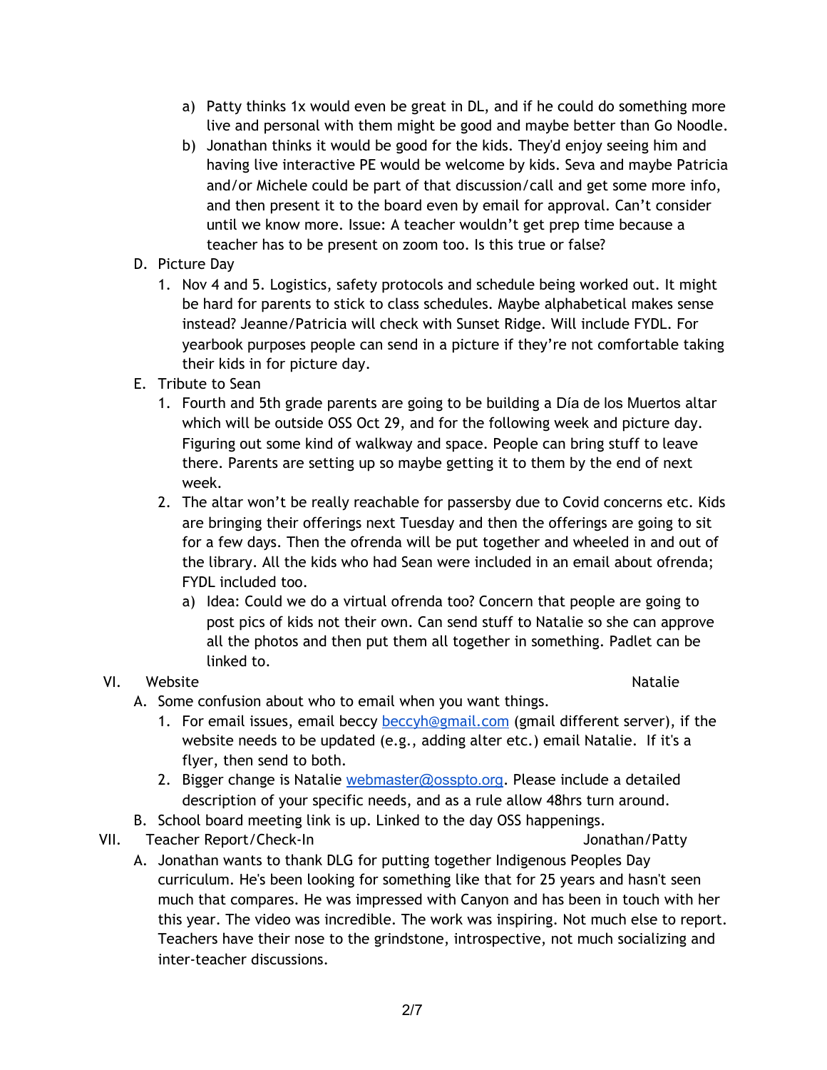a) Patty thinks 1x would even be great in DL, and if he could do something more live and personal with them might be good and maybe better than Go Noodle.

b) Jonathan thinks it would be good for the kids. They'd enjoy seeing him and having live interactive PE would be welcome by kids. Seva and maybe Patricia and/or Michele could be part of that discussion/call and get some more info, and then present it to the board even by email for approval. Can't consider until we know more. Issue: A teacher wouldn't get prep time because a teacher has to be present on zoom too. Is this true or false?

D. Picture Day

1. Nov 4 and 5. Logistics, safety protocols and schedule being worked out. It might be hard for parents to stick to class schedules. Maybe alphabetical makes sense instead? Jeanne/Patricia will check with Sunset Ridge. Will include FYDL. For yearbook purposes people can send in a picture if they're not comfortable taking their kids in for picture day.

E. Tribute to Sean

1. Fourth and 5th grade parents are going to be building a Día de los Muertos altar which will be outside OSS Oct 29, and for the following week and picture day. Figuring out some kind of walkway and space. People can bring stuff to leave there. Parents are setting up so maybe getting it to them by the end of next week.

2. The altar won't be really reachable for passersby due to Covid concerns etc. Kids are bringing their offerings next Tuesday and then the offerings are going to sit for a few days. Then the ofrenda will be put together and wheeled in and out of the library. All the kids who had Sean were included in an email about ofrenda; FYDL included too.

a) Idea: Could we do a virtual ofrenda too? Concern that people are going to post pics of kids not their own. Can send stuff to Natalie so she can approve all the photos and then put them all together in something. Padlet can be linked to.

VI. Website — Natalie

A. Some confusion about who to email when you want things.

1. For email issues, email beccy beccyh@gmail.com (gmail different server), if the website needs to be updated (e.g., adding alter etc.) email Natalie. If it's a flyer, then send to both.

2. Bigger change is Natalie webmaster@osspto.org. Please include a detailed description of your specific needs, and as a rule allow 48hrs turn around.

B. School board meeting link is up. Linked to the day OSS happenings.

VII. Teacher Report/Check-In — Jonathan/Patty

A. Jonathan wants to thank DLG for putting together Indigenous Peoples Day curriculum. He's been looking for something like that for 25 years and hasn't seen much that compares. He was impressed with Canyon and has been in touch with her this year. The video was incredible. The work was inspiring. Not much else to report. Teachers have their nose to the grindstone, introspective, not much socializing and inter-teacher discussions.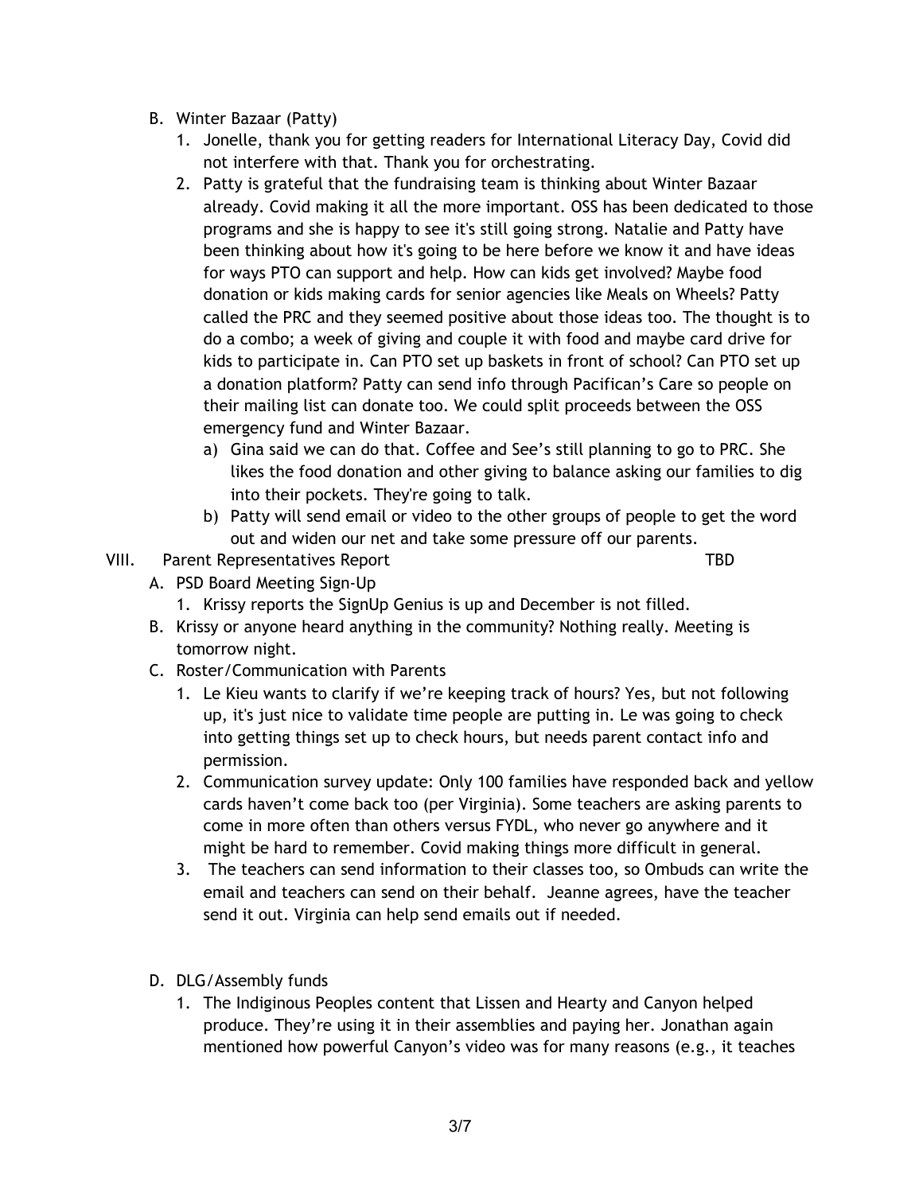B. Winter Bazaar (Patty)

1. Jonelle, thank you for getting readers for International Literacy Day, Covid did not interfere with that. Thank you for orchestrating.
2. Patty is grateful that the fundraising team is thinking about Winter Bazaar already. Covid making it all the more important. OSS has been dedicated to those programs and she is happy to see it's still going strong. Natalie and Patty have been thinking about how it's going to be here before we know it and have ideas for ways PTO can support and help. How can kids get involved? Maybe food donation or kids making cards for senior agencies like Meals on Wheels? Patty called the PRC and they seemed positive about those ideas too. The thought is to do a combo; a week of giving and couple it with food and maybe card drive for kids to participate in. Can PTO set up baskets in front of school? Can PTO set up a donation platform? Patty can send info through Pacifican's Care so people on their mailing list can donate too. We could split proceeds between the OSS emergency fund and Winter Bazaar.
   a) Gina said we can do that. Coffee and See's still planning to go to PRC. She likes the food donation and other giving to balance asking our families to dig into their pockets. They're going to talk.
   b) Patty will send email or video to the other groups of people to get the word out and widen our net and take some pressure off our parents.

VIII. Parent Representatives Report TBD

A. PSD Board Meeting Sign-Up
   1. Krissy reports the SignUp Genius is up and December is not filled.

B. Krissy or anyone heard anything in the community? Nothing really. Meeting is tomorrow night.

C. Roster/Communication with Parents
   1. Le Kieu wants to clarify if we're keeping track of hours? Yes, but not following up, it's just nice to validate time people are putting in. Le was going to check into getting things set up to check hours, but needs parent contact info and permission.
   2. Communication survey update: Only 100 families have responded back and yellow cards haven't come back too (per Virginia). Some teachers are asking parents to come in more often than others versus FYDL, who never go anywhere and it might be hard to remember. Covid making things more difficult in general.
   3. The teachers can send information to their classes too, so Ombuds can write the email and teachers can send on their behalf. Jeanne agrees, have the teacher send it out. Virginia can help send emails out if needed.

D. DLG/Assembly funds
   1. The Indiginous Peoples content that Lissen and Hearty and Canyon helped produce. They're using it in their assemblies and paying her. Jonathan again mentioned how powerful Canyon's video was for many reasons (e.g., it teaches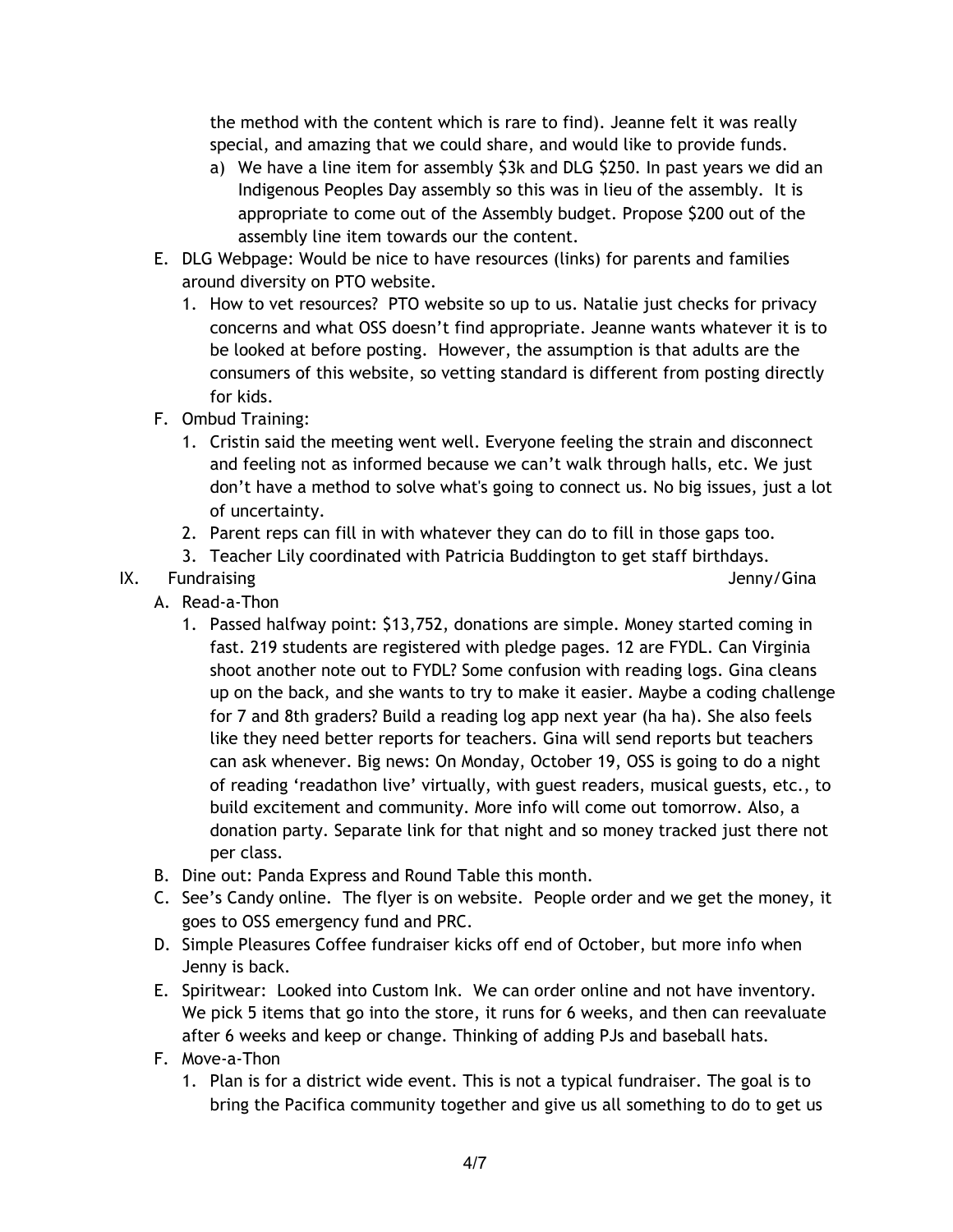the method with the content which is rare to find). Jeanne felt it was really special, and amazing that we could share, and would like to provide funds.

   a) We have a line item for assembly $3k and DLG $250. In past years we did an Indigenous Peoples Day assembly so this was in lieu of the assembly. It is appropriate to come out of the Assembly budget. Propose $200 out of the assembly line item towards our the content.

E. DLG Webpage: Would be nice to have resources (links) for parents and families around diversity on PTO website.

   1. How to vet resources? PTO website so up to us. Natalie just checks for privacy concerns and what OSS doesn't find appropriate. Jeanne wants whatever it is to be looked at before posting. However, the assumption is that adults are the consumers of this website, so vetting standard is different from posting directly for kids.

F. Ombud Training:

   1. Cristin said the meeting went well. Everyone feeling the strain and disconnect and feeling not as informed because we can't walk through halls, etc. We just don't have a method to solve what's going to connect us. No big issues, just a lot of uncertainty.
   2. Parent reps can fill in with whatever they can do to fill in those gaps too.
   3. Teacher Lily coordinated with Patricia Buddington to get staff birthdays.

IX. Fundraising — Jenny/Gina

A. Read-a-Thon

   1. Passed halfway point: $13,752, donations are simple. Money started coming in fast. 219 students are registered with pledge pages. 12 are FYDL. Can Virginia shoot another note out to FYDL? Some confusion with reading logs. Gina cleans up on the back, and she wants to try to make it easier. Maybe a coding challenge for 7 and 8th graders? Build a reading log app next year (ha ha). She also feels like they need better reports for teachers. Gina will send reports but teachers can ask whenever. Big news: On Monday, October 19, OSS is going to do a night of reading 'readathon live' virtually, with guest readers, musical guests, etc., to build excitement and community. More info will come out tomorrow. Also, a donation party. Separate link for that night and so money tracked just there not per class.

B. Dine out: Panda Express and Round Table this month.

C. See's Candy online. The flyer is on website. People order and we get the money, it goes to OSS emergency fund and PRC.

D. Simple Pleasures Coffee fundraiser kicks off end of October, but more info when Jenny is back.

E. Spiritwear: Looked into Custom Ink. We can order online and not have inventory. We pick 5 items that go into the store, it runs for 6 weeks, and then can reevaluate after 6 weeks and keep or change. Thinking of adding PJs and baseball hats.

F. Move-a-Thon

   1. Plan is for a district wide event. This is not a typical fundraiser. The goal is to bring the Pacifica community together and give us all something to do to get us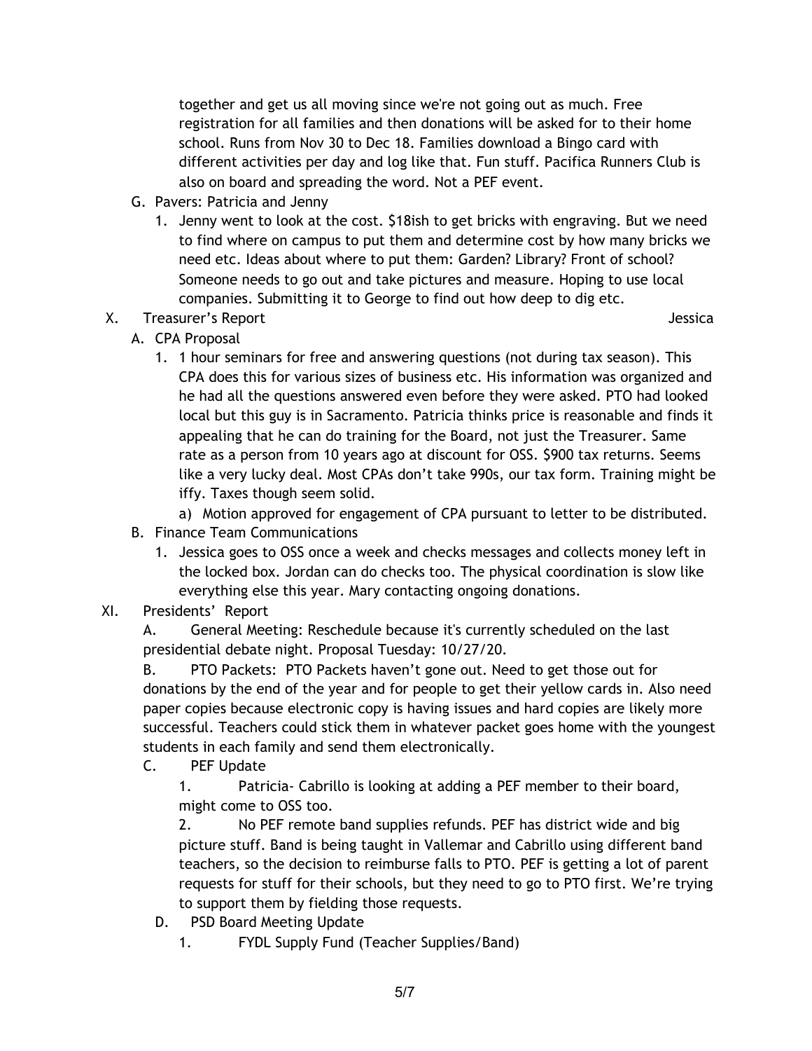together and get us all moving since we're not going out as much. Free registration for all families and then donations will be asked for to their home school. Runs from Nov 30 to Dec 18. Families download a Bingo card with different activities per day and log like that. Fun stuff. Pacifica Runners Club is also on board and spreading the word. Not a PEF event.

G. Pavers: Patricia and Jenny

1. Jenny went to look at the cost. $18ish to get bricks with engraving. But we need to find where on campus to put them and determine cost by how many bricks we need etc. Ideas about where to put them: Garden? Library? Front of school? Someone needs to go out and take pictures and measure. Hoping to use local companies. Submitting it to George to find out how deep to dig etc.

X. Treasurer's Report — Jessica

A. CPA Proposal

1. 1 hour seminars for free and answering questions (not during tax season). This CPA does this for various sizes of business etc. His information was organized and he had all the questions answered even before they were asked. PTO had looked local but this guy is in Sacramento. Patricia thinks price is reasonable and finds it appealing that he can do training for the Board, not just the Treasurer. Same rate as a person from 10 years ago at discount for OSS. $900 tax returns. Seems like a very lucky deal. Most CPAs don't take 990s, our tax form. Training might be iffy. Taxes though seem solid.

   a) Motion approved for engagement of CPA pursuant to letter to be distributed.

B. Finance Team Communications

1. Jessica goes to OSS once a week and checks messages and collects money left in the locked box. Jordan can do checks too. The physical coordination is slow like everything else this year. Mary contacting ongoing donations.

XI. Presidents' Report

A. General Meeting: Reschedule because it's currently scheduled on the last presidential debate night. Proposal Tuesday: 10/27/20.

B. PTO Packets: PTO Packets haven't gone out. Need to get those out for donations by the end of the year and for people to get their yellow cards in. Also need paper copies because electronic copy is having issues and hard copies are likely more successful. Teachers could stick them in whatever packet goes home with the youngest students in each family and send them electronically.

C. PEF Update

1. Patricia- Cabrillo is looking at adding a PEF member to their board, might come to OSS too.

2. No PEF remote band supplies refunds. PEF has district wide and big picture stuff. Band is being taught in Vallemar and Cabrillo using different band teachers, so the decision to reimburse falls to PTO. PEF is getting a lot of parent requests for stuff for their schools, but they need to go to PTO first. We're trying to support them by fielding those requests.

D. PSD Board Meeting Update

1. FYDL Supply Fund (Teacher Supplies/Band)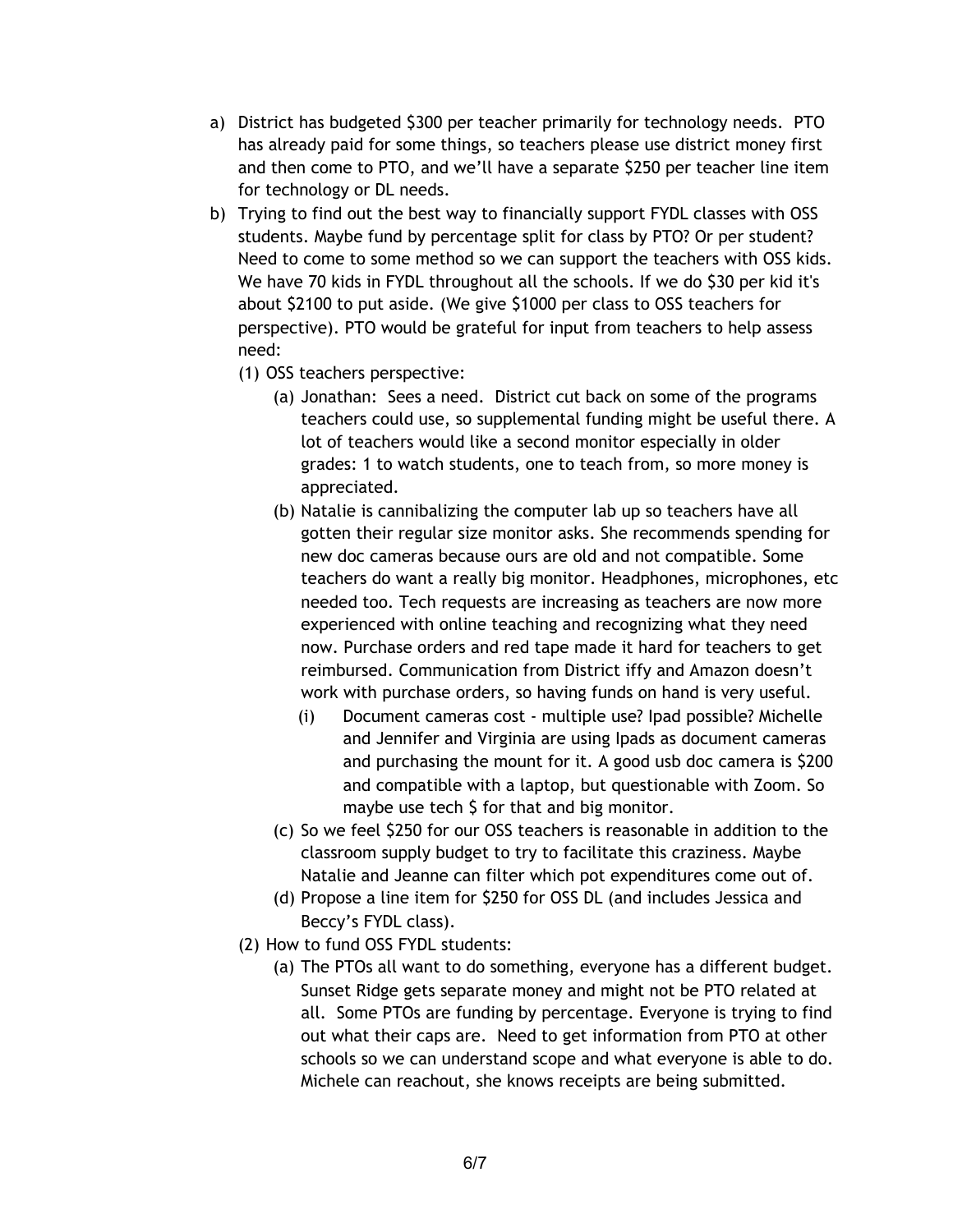a) District has budgeted $300 per teacher primarily for technology needs. PTO has already paid for some things, so teachers please use district money first and then come to PTO, and we'll have a separate $250 per teacher line item for technology or DL needs.

b) Trying to find out the best way to financially support FYDL classes with OSS students. Maybe fund by percentage split for class by PTO? Or per student? Need to come to some method so we can support the teachers with OSS kids. We have 70 kids in FYDL throughout all the schools. If we do $30 per kid it's about $2100 to put aside. (We give $1000 per class to OSS teachers for perspective). PTO would be grateful for input from teachers to help assess need:

   (1) OSS teachers perspective:

      (a) Jonathan: Sees a need. District cut back on some of the programs teachers could use, so supplemental funding might be useful there. A lot of teachers would like a second monitor especially in older grades: 1 to watch students, one to teach from, so more money is appreciated.

      (b) Natalie is cannibalizing the computer lab up so teachers have all gotten their regular size monitor asks. She recommends spending for new doc cameras because ours are old and not compatible. Some teachers do want a really big monitor. Headphones, microphones, etc needed too. Tech requests are increasing as teachers are now more experienced with online teaching and recognizing what they need now. Purchase orders and red tape made it hard for teachers to get reimbursed. Communication from District iffy and Amazon doesn't work with purchase orders, so having funds on hand is very useful.

         (i) Document cameras cost - multiple use? Ipad possible? Michelle and Jennifer and Virginia are using Ipads as document cameras and purchasing the mount for it. A good usb doc camera is $200 and compatible with a laptop, but questionable with Zoom. So maybe use tech $ for that and big monitor.

      (c) So we feel $250 for our OSS teachers is reasonable in addition to the classroom supply budget to try to facilitate this craziness. Maybe Natalie and Jeanne can filter which pot expenditures come out of.

      (d) Propose a line item for $250 for OSS DL (and includes Jessica and Beccy's FYDL class).

   (2) How to fund OSS FYDL students:

      (a) The PTOs all want to do something, everyone has a different budget. Sunset Ridge gets separate money and might not be PTO related at all. Some PTOs are funding by percentage. Everyone is trying to find out what their caps are. Need to get information from PTO at other schools so we can understand scope and what everyone is able to do. Michele can reachout, she knows receipts are being submitted.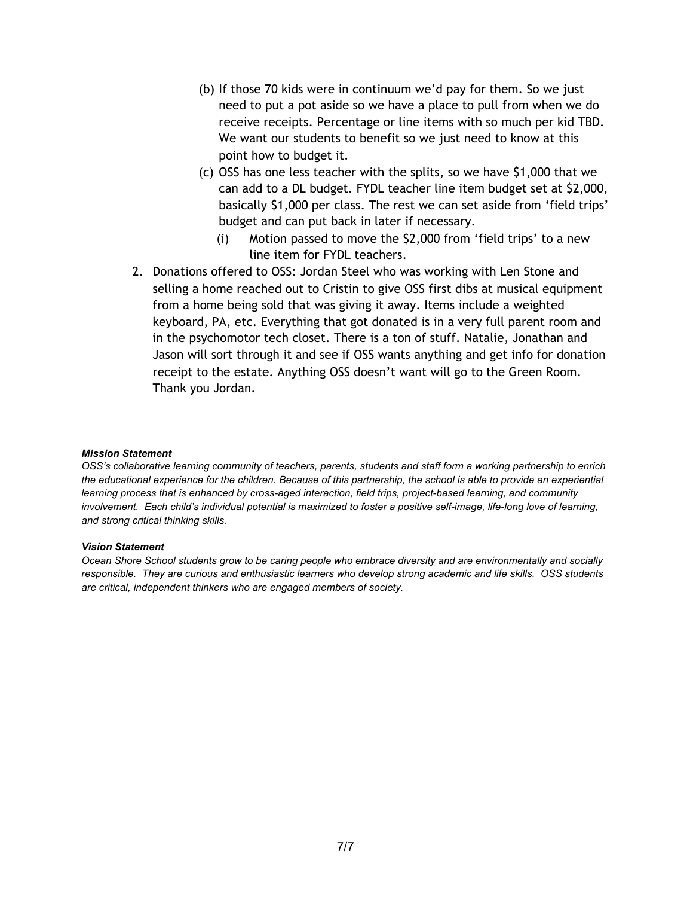(b) If those 70 kids were in continuum we'd pay for them. So we just need to put a pot aside so we have a place to pull from when we do receive receipts. Percentage or line items with so much per kid TBD. We want our students to benefit so we just need to know at this point how to budget it.

(c) OSS has one less teacher with the splits, so we have $1,000 that we can add to a DL budget. FYDL teacher line item budget set at $2,000, basically $1,000 per class. The rest we can set aside from 'field trips' budget and can put back in later if necessary.

   (i) Motion passed to move the $2,000 from 'field trips' to a new line item for FYDL teachers.

2. Donations offered to OSS: Jordan Steel who was working with Len Stone and selling a home reached out to Cristin to give OSS first dibs at musical equipment from a home being sold that was giving it away. Items include a weighted keyboard, PA, etc. Everything that got donated is in a very full parent room and in the psychomotor tech closet. There is a ton of stuff. Natalie, Jonathan and Jason will sort through it and see if OSS wants anything and get info for donation receipt to the estate. Anything OSS doesn't want will go to the Green Room. Thank you Jordan.

***Mission Statement***

*OSS's collaborative learning community of teachers, parents, students and staff form a working partnership to enrich the educational experience for the children. Because of this partnership, the school is able to provide an experiential learning process that is enhanced by cross-aged interaction, field trips, project-based learning, and community involvement. Each child's individual potential is maximized to foster a positive self-image, life-long love of learning, and strong critical thinking skills.*

***Vision Statement***

*Ocean Shore School students grow to be caring people who embrace diversity and are environmentally and socially responsible. They are curious and enthusiastic learners who develop strong academic and life skills. OSS students are critical, independent thinkers who are engaged members of society.*